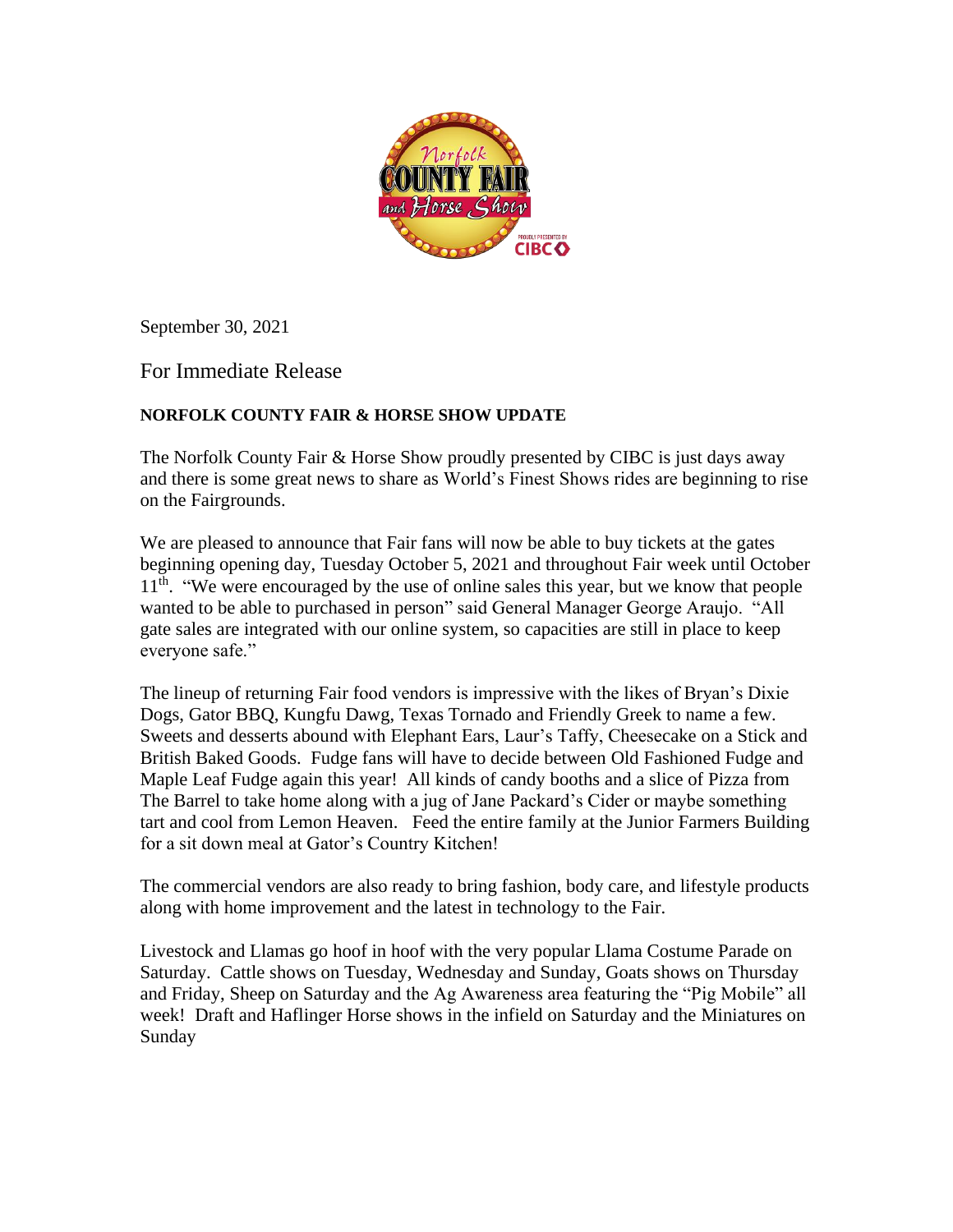September 30, 2021

For Immediate Release

**NORFOLK COUNTY FAIR & HORSE SHOW UPDATE**

The Norfolk County Fair & Horse Show proudly presented by CIBC is just days away and there is some great news to share as World's Finest Shows rides are beginning to rise on the Fairgrounds.

We are pleased to announce that Fair fans will now be able to buy tickets at the gates beginning opening day, Tuesday October 5, 2021 and throughout Fair week until October 11th. "We were encouraged by the use of online sales this year, but we know that people wanted to be able to purchased in person" said General Manager George Araujo. "All gate sales are integrated with our online system, so capacities are still in place to keep everyone safe."

The lineup of returning Fair food vendors is impressive with the likes of Bryan's Dixie Dogs, Gator BBQ, Kungfu Dawg, Texas Tornado and Friendly Greek to name a few. Sweets and desserts abound with Elephant Ears, Laur's Taffy, Cheesecake on a Stick and British Baked Goods. Fudge fans will have to decide between Old Fashioned Fudge and Maple Leaf Fudge again this year! All kinds of candy booths and a slice of Pizza from The Barrel to take home along with a jug of Jane Packard's Cider or maybe something tart and cool from Lemon Heaven. Feed the entire family at the Junior Farmers Building for a sit down meal at Gator's Country Kitchen!

The commercial vendors are also ready to bring fashion, body care, and lifestyle products along with home improvement and the latest in technology to the Fair.

Livestock and Llamas go hoof in hoof with the very popular Llama Costume Parade on Saturday. Cattle shows on Tuesday, Wednesday and Sunday, Goats shows on Thursday and Friday, Sheep on Saturday and the Ag Awareness area featuring the "Pig Mobile" all week! Draft and Haflinger Horse shows in the infield on Saturday and the Miniatures on Sunday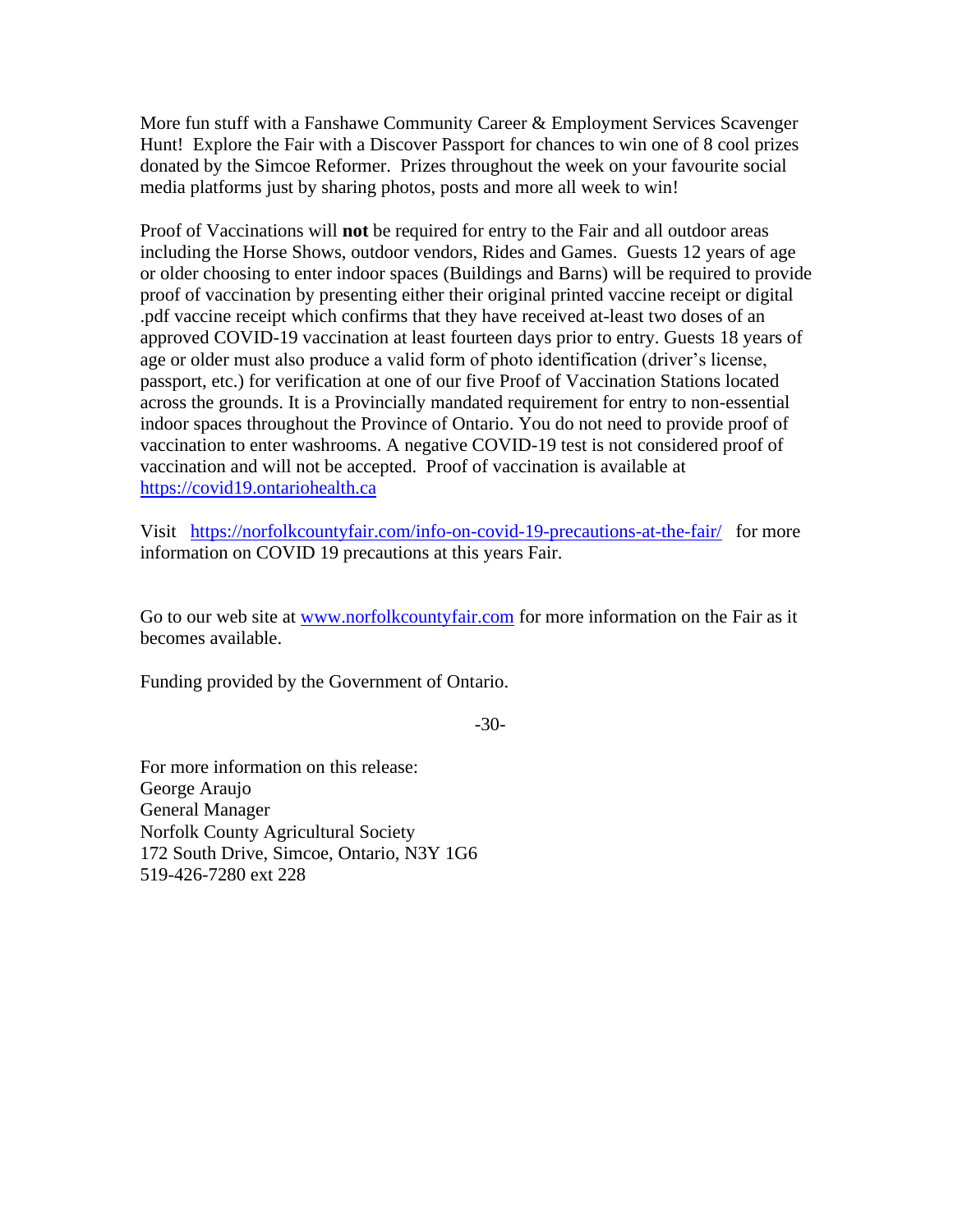More fun stuff with a Fanshawe Community Career & Employment Services Scavenger Hunt! Explore the Fair with a Discover Passport for chances to win one of 8 cool prizes donated by the Simcoe Reformer. Prizes throughout the week on your favourite social media platforms just by sharing photos, posts and more all week to win!

Proof of Vaccinations will **not** be required for entry to the Fair and all outdoor areas including the Horse Shows, outdoor vendors, Rides and Games. Guests 12 years of age or older choosing to enter indoor spaces (Buildings and Barns) will be required to provide proof of vaccination by presenting either their original printed vaccine receipt or digital .pdf vaccine receipt which confirms that they have received at-least two doses of an approved COVID-19 vaccination at least fourteen days prior to entry. Guests 18 years of age or older must also produce a valid form of photo identification (driver's license, passport, etc.) for verification at one of our five Proof of Vaccination Stations located across the grounds. It is a Provincially mandated requirement for entry to non-essential indoor spaces throughout the Province of Ontario. You do not need to provide proof of vaccination to enter washrooms. A negative COVID-19 test is not considered proof of vaccination and will not be accepted. Proof of vaccination is available at https://covid19.ontariohealth.ca

Visit https://norfolkcountyfair.com/info-on-covid-19-precautions-at-the-fair/ for more information on COVID 19 precautions at this years Fair.

Go to our web site at www.norfolkcountyfair.com for more information on the Fair as it becomes available.

Funding provided by the Government of Ontario.

-30-

For more information on this release:
George Araujo
General Manager
Norfolk County Agricultural Society
172 South Drive, Simcoe, Ontario, N3Y 1G6
519-426-7280 ext 228